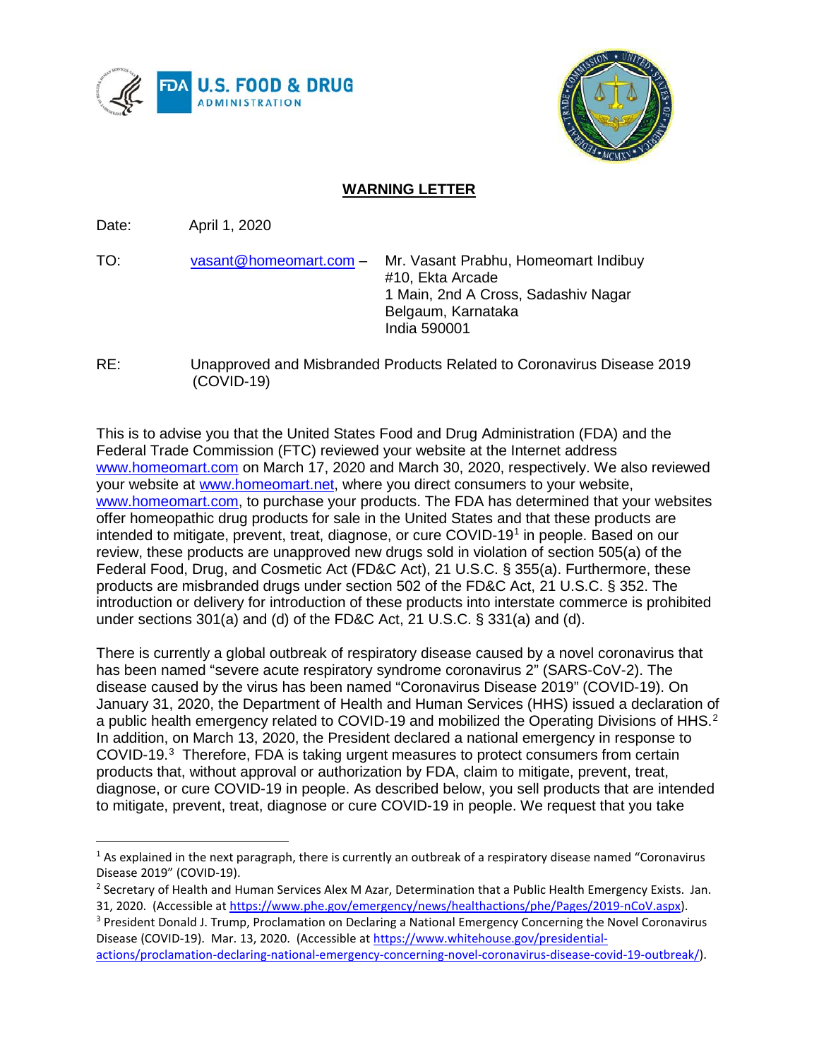## WARNING LETTER

Date: April 1, 2020

TO: vasant@homeomart.com – Mr. Vasant Prabhu, Homeomart Indibuy
#10, Ekta Arcade
1 Main, 2nd A Cross, Sadashiv Nagar
Belgaum, Karnataka
India 590001

RE: Unapproved and Misbranded Products Related to Coronavirus Disease 2019 (COVID-19)

This is to advise you that the United States Food and Drug Administration (FDA) and the Federal Trade Commission (FTC) reviewed your website at the Internet address www.homeomart.com on March 17, 2020 and March 30, 2020, respectively. We also reviewed your website at www.homeomart.net, where you direct consumers to your website, www.homeomart.com, to purchase your products. The FDA has determined that your websites offer homeopathic drug products for sale in the United States and that these products are intended to mitigate, prevent, treat, diagnose, or cure COVID-19[1] in people. Based on our review, these products are unapproved new drugs sold in violation of section 505(a) of the Federal Food, Drug, and Cosmetic Act (FD&C Act), 21 U.S.C. § 355(a). Furthermore, these products are misbranded drugs under section 502 of the FD&C Act, 21 U.S.C. § 352. The introduction or delivery for introduction of these products into interstate commerce is prohibited under sections 301(a) and (d) of the FD&C Act, 21 U.S.C. § 331(a) and (d).

There is currently a global outbreak of respiratory disease caused by a novel coronavirus that has been named "severe acute respiratory syndrome coronavirus 2" (SARS-CoV-2). The disease caused by the virus has been named "Coronavirus Disease 2019" (COVID-19). On January 31, 2020, the Department of Health and Human Services (HHS) issued a declaration of a public health emergency related to COVID-19 and mobilized the Operating Divisions of HHS.[2] In addition, on March 13, 2020, the President declared a national emergency in response to COVID-19.[3] Therefore, FDA is taking urgent measures to protect consumers from certain products that, without approval or authorization by FDA, claim to mitigate, prevent, treat, diagnose, or cure COVID-19 in people. As described below, you sell products that are intended to mitigate, prevent, treat, diagnose or cure COVID-19 in people. We request that you take

[1] As explained in the next paragraph, there is currently an outbreak of a respiratory disease named "Coronavirus Disease 2019" (COVID-19).

[2] Secretary of Health and Human Services Alex M Azar, Determination that a Public Health Emergency Exists. Jan. 31, 2020. (Accessible at https://www.phe.gov/emergency/news/healthactions/phe/Pages/2019-nCoV.aspx).

[3] President Donald J. Trump, Proclamation on Declaring a National Emergency Concerning the Novel Coronavirus Disease (COVID-19). Mar. 13, 2020. (Accessible at https://www.whitehouse.gov/presidential-actions/proclamation-declaring-national-emergency-concerning-novel-coronavirus-disease-covid-19-outbreak/).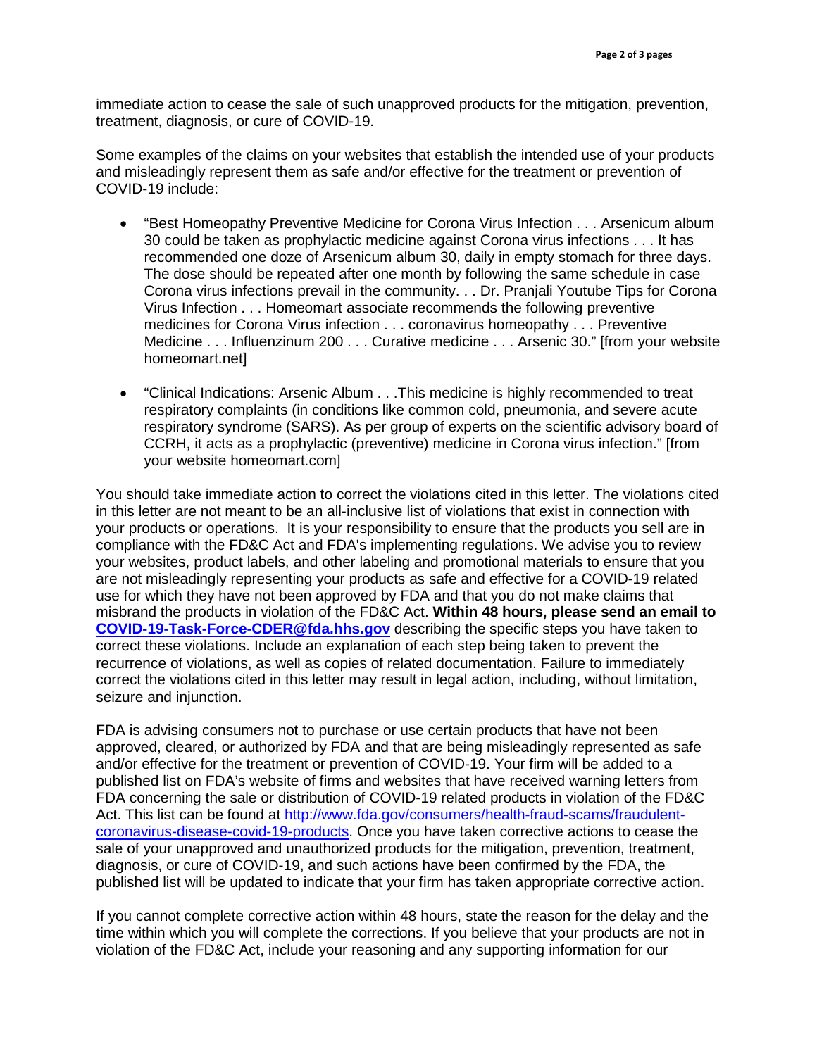immediate action to cease the sale of such unapproved products for the mitigation, prevention, treatment, diagnosis, or cure of COVID-19.

Some examples of the claims on your websites that establish the intended use of your products and misleadingly represent them as safe and/or effective for the treatment or prevention of COVID-19 include:

- "Best Homeopathy Preventive Medicine for Corona Virus Infection . . . Arsenicum album 30 could be taken as prophylactic medicine against Corona virus infections . . . It has recommended one doze of Arsenicum album 30, daily in empty stomach for three days. The dose should be repeated after one month by following the same schedule in case Corona virus infections prevail in the community. . . Dr. Pranjali Youtube Tips for Corona Virus Infection . . . Homeomart associate recommends the following preventive medicines for Corona Virus infection . . . coronavirus homeopathy . . . Preventive Medicine . . . Influenzinum 200 . . . Curative medicine . . . Arsenic 30." [from your website homeomart.net]
- "Clinical Indications: Arsenic Album . . .This medicine is highly recommended to treat respiratory complaints (in conditions like common cold, pneumonia, and severe acute respiratory syndrome (SARS). As per group of experts on the scientific advisory board of CCRH, it acts as a prophylactic (preventive) medicine in Corona virus infection." [from your website homeomart.com]

You should take immediate action to correct the violations cited in this letter. The violations cited in this letter are not meant to be an all-inclusive list of violations that exist in connection with your products or operations. It is your responsibility to ensure that the products you sell are in compliance with the FD&C Act and FDA's implementing regulations. We advise you to review your websites, product labels, and other labeling and promotional materials to ensure that you are not misleadingly representing your products as safe and effective for a COVID-19 related use for which they have not been approved by FDA and that you do not make claims that misbrand the products in violation of the FD&C Act. **Within 48 hours, please send an email to [COVID-19-Task-Force-CDER@fda.hhs.gov](mailto:COVID-19-Task-Force-CDER@fda.hhs.gov)** describing the specific steps you have taken to correct these violations. Include an explanation of each step being taken to prevent the recurrence of violations, as well as copies of related documentation. Failure to immediately correct the violations cited in this letter may result in legal action, including, without limitation, seizure and injunction.

FDA is advising consumers not to purchase or use certain products that have not been approved, cleared, or authorized by FDA and that are being misleadingly represented as safe and/or effective for the treatment or prevention of COVID-19. Your firm will be added to a published list on FDA's website of firms and websites that have received warning letters from FDA concerning the sale or distribution of COVID-19 related products in violation of the FD&C Act. This list can be found at [http://www.fda.gov/consumers/health-fraud-scams/fraudulent-coronavirus-disease-covid-19-products](http://www.fda.gov/consumers/health-fraud-scams/fraudulent-coronavirus-disease-covid-19-products). Once you have taken corrective actions to cease the sale of your unapproved and unauthorized products for the mitigation, prevention, treatment, diagnosis, or cure of COVID-19, and such actions have been confirmed by the FDA, the published list will be updated to indicate that your firm has taken appropriate corrective action.

If you cannot complete corrective action within 48 hours, state the reason for the delay and the time within which you will complete the corrections. If you believe that your products are not in violation of the FD&C Act, include your reasoning and any supporting information for our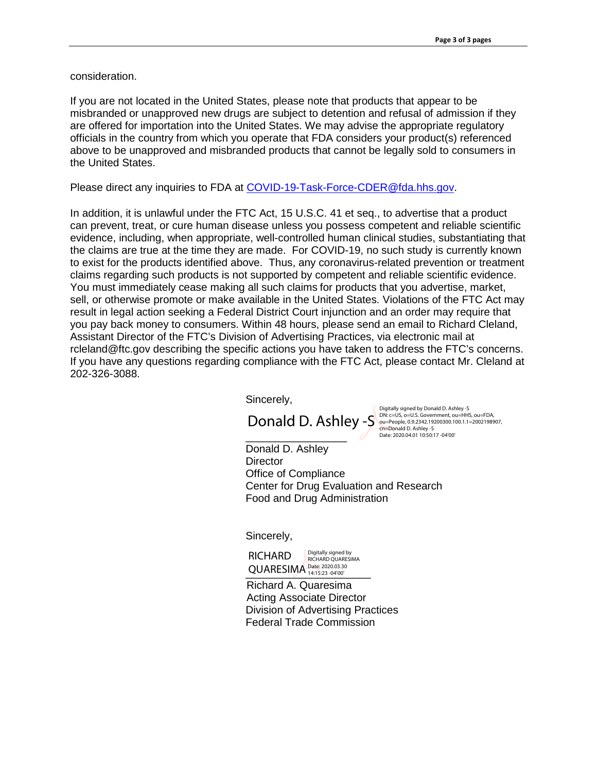consideration.

If you are not located in the United States, please note that products that appear to be misbranded or unapproved new drugs are subject to detention and refusal of admission if they are offered for importation into the United States. We may advise the appropriate regulatory officials in the country from which you operate that FDA considers your product(s) referenced above to be unapproved and misbranded products that cannot be legally sold to consumers in the United States.

Please direct any inquiries to FDA at COVID-19-Task-Force-CDER@fda.hhs.gov.

In addition, it is unlawful under the FTC Act, 15 U.S.C. 41 et seq., to advertise that a product can prevent, treat, or cure human disease unless you possess competent and reliable scientific evidence, including, when appropriate, well-controlled human clinical studies, substantiating that the claims are true at the time they are made. For COVID-19, no such study is currently known to exist for the products identified above. Thus, any coronavirus-related prevention or treatment claims regarding such products is not supported by competent and reliable scientific evidence. You must immediately cease making all such claims for products that you advertise, market, sell, or otherwise promote or make available in the United States. Violations of the FTC Act may result in legal action seeking a Federal District Court injunction and an order may require that you pay back money to consumers. Within 48 hours, please send an email to Richard Cleland, Assistant Director of the FTC's Division of Advertising Practices, via electronic mail at rcleland@ftc.gov describing the specific actions you have taken to address the FTC's concerns. If you have any questions regarding compliance with the FTC Act, please contact Mr. Cleland at 202-326-3088.

Sincerely,

Donald D. Ashley -S
Digitally signed by Donald D. Ashley -S
DN: c=US, o=U.S. Government, ou=HHS, ou=FDA, ou=People, 0.9.2342.19200300.100.1.1=2002198907, cn=Donald D. Ashley -S
Date: 2020.04.01 10:50:17 -04'00'

Donald D. Ashley
Director
Office of Compliance
Center for Drug Evaluation and Research
Food and Drug Administration

Sincerely,

RICHARD QUARESIMA
Digitally signed by RICHARD QUARESIMA
Date: 2020.03.30 14:15:23 -04'00'

Richard A. Quaresima
Acting Associate Director
Division of Advertising Practices
Federal Trade Commission